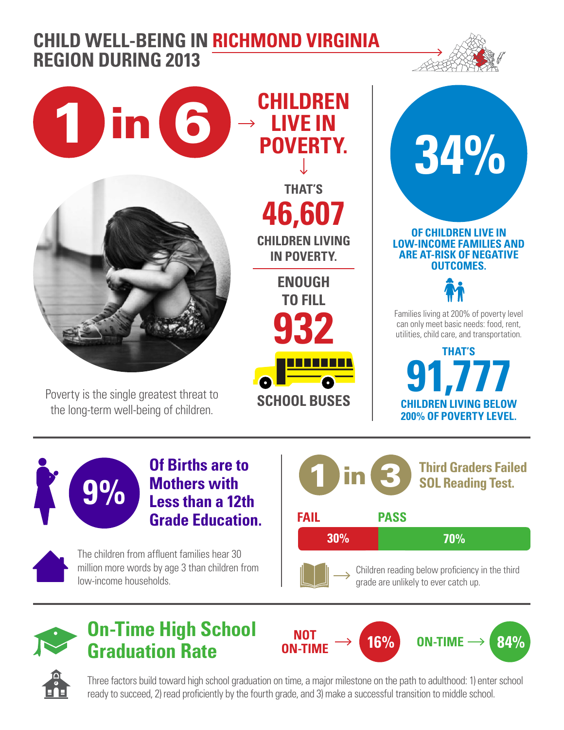# CHILD WELL-BEING IN RICHMOND VIRGINIA REGION DURING 2013

## 1 in 6 → CHILDREN LIVE IN POVERTY.

THAT'S **46,607** CHILDREN LIVING IN POVERTY.

ENOUGH TO FILL **932** SCHOOL BUSES

Poverty is the single greatest threat to the long-term well-being of children.

## 34%

OF CHILDREN LIVE IN LOW-INCOME FAMILIES AND ARE AT-RISK OF NEGATIVE OUTCOMES.

Families living at 200% of poverty level can only meet basic needs: food, rent, utilities, child care, and transportation.

THAT'S **91,777** CHILDREN LIVING BELOW 200% OF POVERTY LEVEL.

## 9% Of Births are to Mothers with Less than a 12th Grade Education.

The children from affluent families hear 30 million more words by age 3 than children from low-income households.

## 1 in 3 Third Graders Failed SOL Reading Test.

| FAIL | PASS |
|---|---|
| 30% | 70% |

Children reading below proficiency in the third grade are unlikely to ever catch up.

## On-Time High School Graduation Rate

NOT ON-TIME → 16%

ON-TIME → 84%

Three factors build toward high school graduation on time, a major milestone on the path to adulthood: 1) enter school ready to succeed, 2) read proficiently by the fourth grade, and 3) make a successful transition to middle school.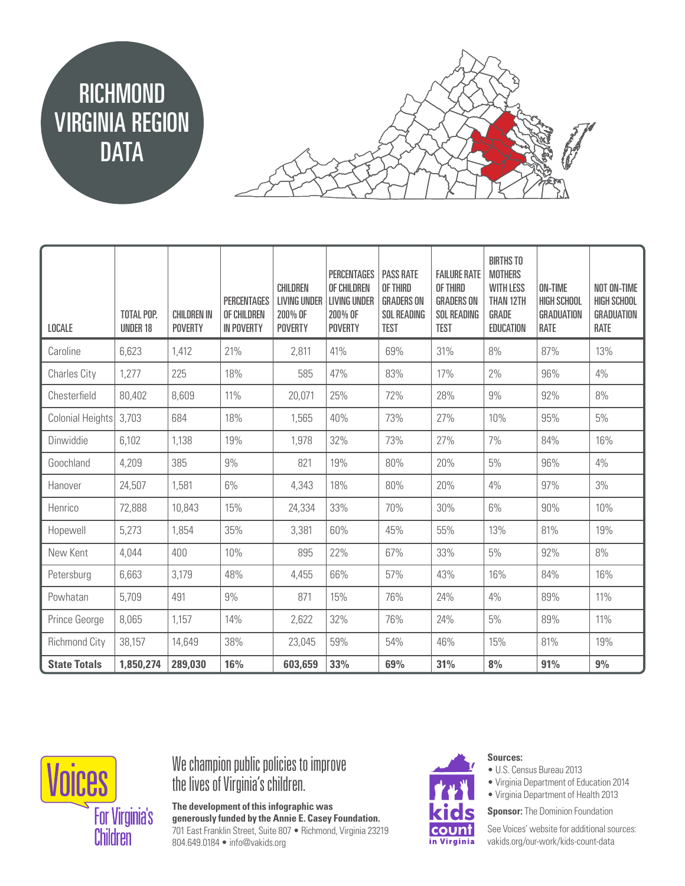# RICHMOND VIRGINIA REGION DATA

| LOCALE | TOTAL POP. UNDER 18 | CHILDREN IN POVERTY | PERCENTAGES OF CHILDREN IN POVERTY | CHILDREN LIVING UNDER 200% OF POVERTY | PERCENTAGES OF CHILDREN LIVING UNDER 200% OF POVERTY | PASS RATE OF THIRD GRADERS ON SOL READING TEST | FAILURE RATE OF THIRD GRADERS ON SOL READING TEST | BIRTHS TO MOTHERS WITH LESS THAN 12TH GRADE EDUCATION | ON-TIME HIGH SCHOOL GRADUATION RATE | NOT ON-TIME HIGH SCHOOL GRADUATION RATE |
|---|---|---|---|---|---|---|---|---|---|---|
| Caroline | 6,623 | 1,412 | 21% | 2,811 | 41% | 69% | 31% | 8% | 87% | 13% |
| Charles City | 1,277 | 225 | 18% | 585 | 47% | 83% | 17% | 2% | 96% | 4% |
| Chesterfield | 80,402 | 8,609 | 11% | 20,071 | 25% | 72% | 28% | 9% | 92% | 8% |
| Colonial Heights | 3,703 | 684 | 18% | 1,565 | 40% | 73% | 27% | 10% | 95% | 5% |
| Dinwiddie | 6,102 | 1,138 | 19% | 1,978 | 32% | 73% | 27% | 7% | 84% | 16% |
| Goochland | 4,209 | 385 | 9% | 821 | 19% | 80% | 20% | 5% | 96% | 4% |
| Hanover | 24,507 | 1,581 | 6% | 4,343 | 18% | 80% | 20% | 4% | 97% | 3% |
| Henrico | 72,888 | 10,843 | 15% | 24,334 | 33% | 70% | 30% | 6% | 90% | 10% |
| Hopewell | 5,273 | 1,854 | 35% | 3,381 | 60% | 45% | 55% | 13% | 81% | 19% |
| New Kent | 4,044 | 400 | 10% | 895 | 22% | 67% | 33% | 5% | 92% | 8% |
| Petersburg | 6,663 | 3,179 | 48% | 4,455 | 66% | 57% | 43% | 16% | 84% | 16% |
| Powhatan | 5,709 | 491 | 9% | 871 | 15% | 76% | 24% | 4% | 89% | 11% |
| Prince George | 8,065 | 1,157 | 14% | 2,622 | 32% | 76% | 24% | 5% | 89% | 11% |
| Richmond City | 38,157 | 14,649 | 38% | 23,045 | 59% | 54% | 46% | 15% | 81% | 19% |
| **State Totals** | **1,850,274** | **289,030** | **16%** | **603,659** | **33%** | **69%** | **31%** | **8%** | **91%** | **9%** |

Voices For Virginia's Children

We champion public policies to improve the lives of Virginia's children.

**The development of this infographic was generously funded by the Annie E. Casey Foundation.**
701 East Franklin Street, Suite 807 • Richmond, Virginia 23219
804.649.0184 • info@vakids.org

kids count in Virginia

**Sources:**
- U.S. Census Bureau 2013
- Virginia Department of Education 2014
- Virginia Department of Health 2013

**Sponsor:** The Dominion Foundation

See Voices' website for additional sources: vakids.org/our-work/kids-count-data